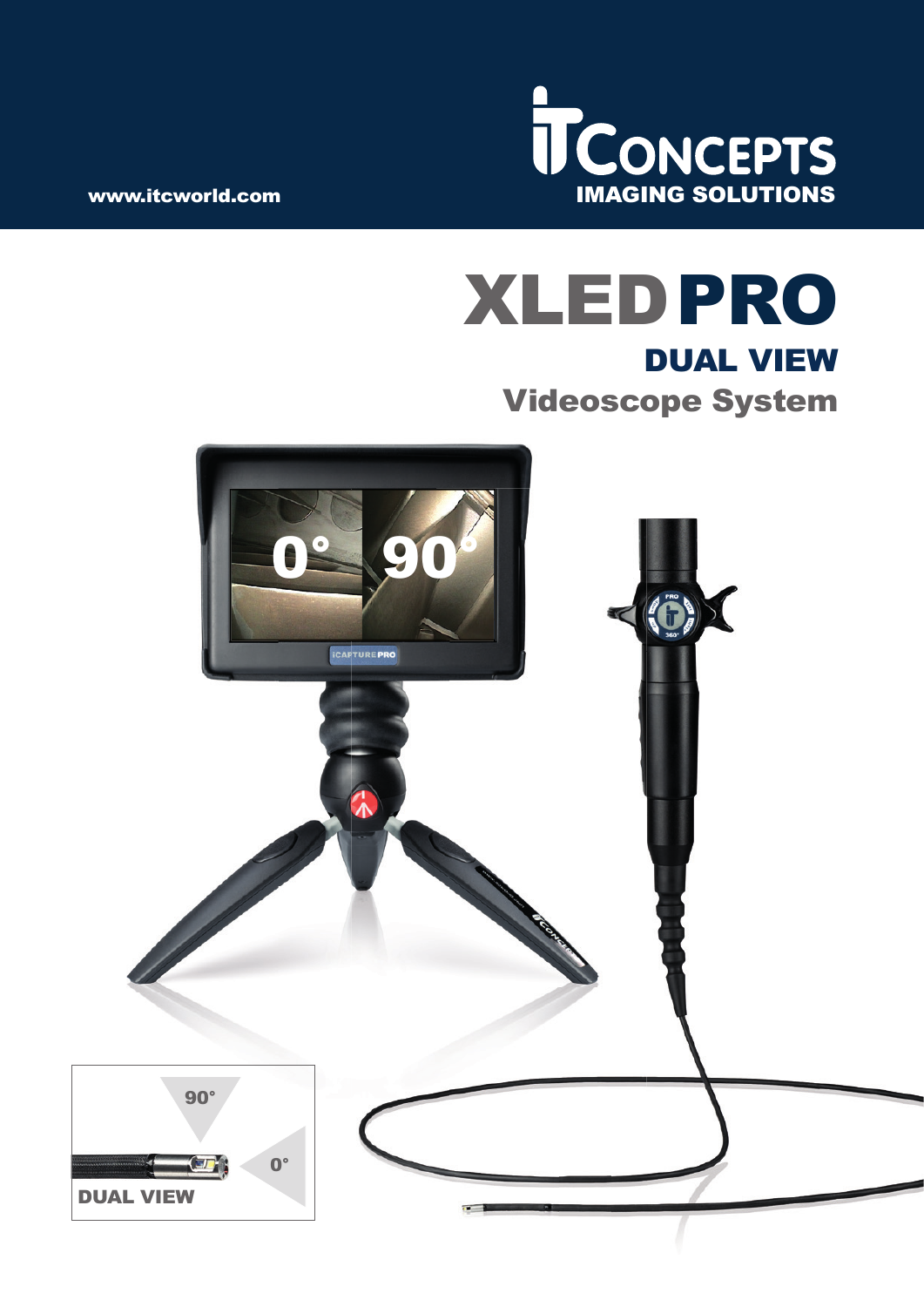www.itcworld.com

# ITCONCEPTS
IMAGING SOLUTIONS

# XLED PRO

## DUAL VIEW

## Videoscope System

DUAL VIEW

90°

0°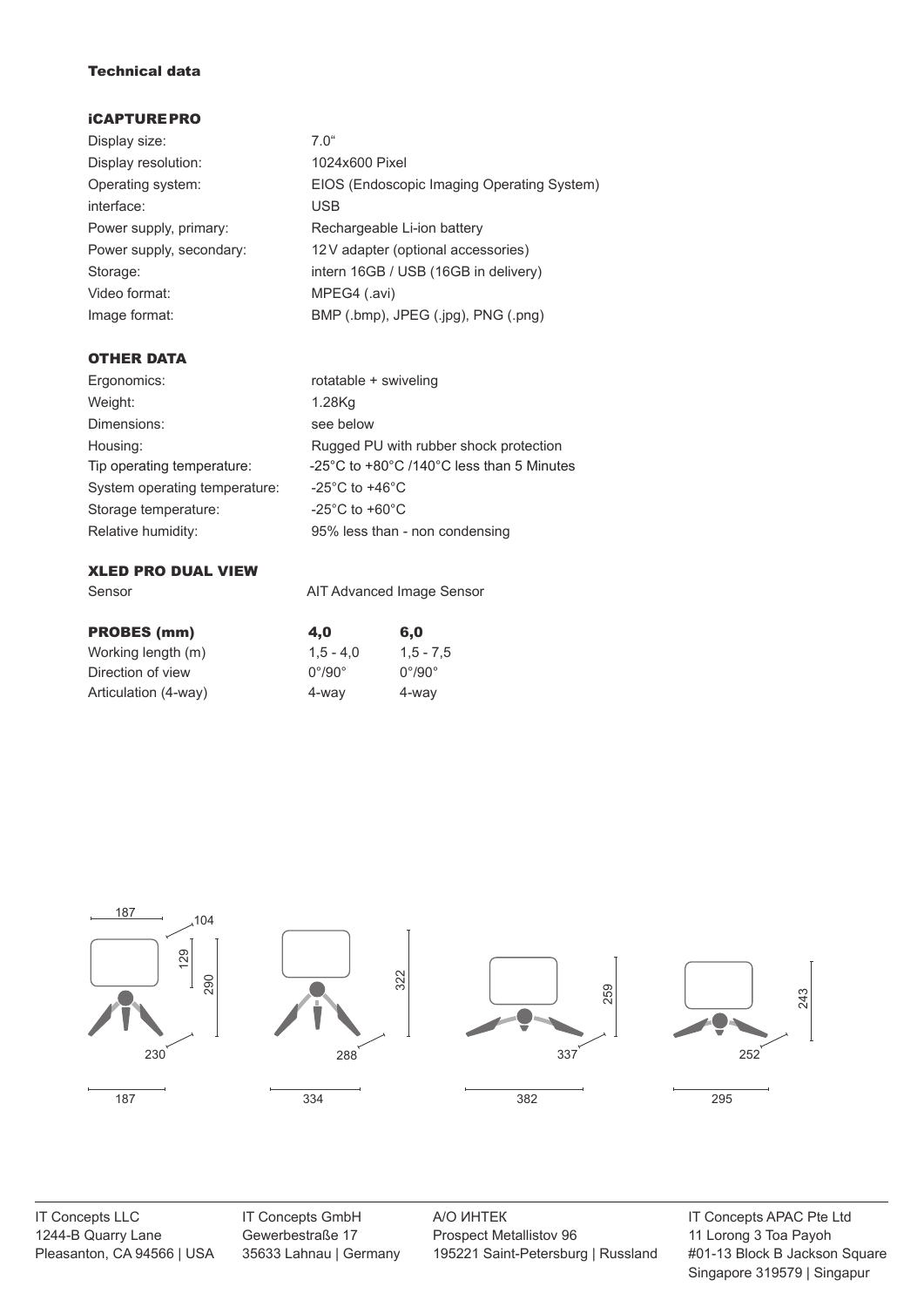## Technical data

### iCAPTURE PRO

| | |
|---|---|
| Display size: | 7.0“ |
| Display resolution: | 1024x600 Pixel |
| Operating system: | EIOS (Endoscopic Imaging Operating System) |
| interface: | USB |
| Power supply, primary: | Rechargeable Li-ion battery |
| Power supply, secondary: | 12 V adapter (optional accessories) |
| Storage: | intern 16GB / USB (16GB in delivery) |
| Video format: | MPEG4 (.avi) |
| Image format: | BMP (.bmp), JPEG (.jpg), PNG (.png) |

### OTHER DATA

| | |
|---|---|
| Ergonomics: | rotatable + swiveling |
| Weight: | 1.28Kg |
| Dimensions: | see below |
| Housing: | Rugged PU with rubber shock protection |
| Tip operating temperature: | -25°C to +80°C /140°C less than 5 Minutes |
| System operating temperature: | -25°C to +46°C |
| Storage temperature: | -25°C to +60°C |
| Relative humidity: | 95% less than - non condensing |

### XLED PRO DUAL VIEW

Sensor AIT Advanced Image Sensor

| **PROBES (mm)** | **4,0** | **6,0** |
|---|---|---|
| Working length (m) | 1,5 - 4,0 | 1,5 - 7,5 |
| Direction of view | 0°/90° | 0°/90° |
| Articulation (4-way) | 4-way | 4-way |

187
104
129
290
230
187

322
288
334

259
337
382

243
252
295

IT Concepts LLC
1244-B Quarry Lane
Pleasanton, CA 94566 | USA

IT Concepts GmbH
Gewerbestraße 17
35633 Lahnau | Germany

А/О ИНТЕК
Prospect Metallistov 96
195221 Saint-Petersburg | Russland

IT Concepts APAC Pte Ltd
11 Lorong 3 Toa Payoh
#01-13 Block B Jackson Square
Singapore 319579 | Singapur